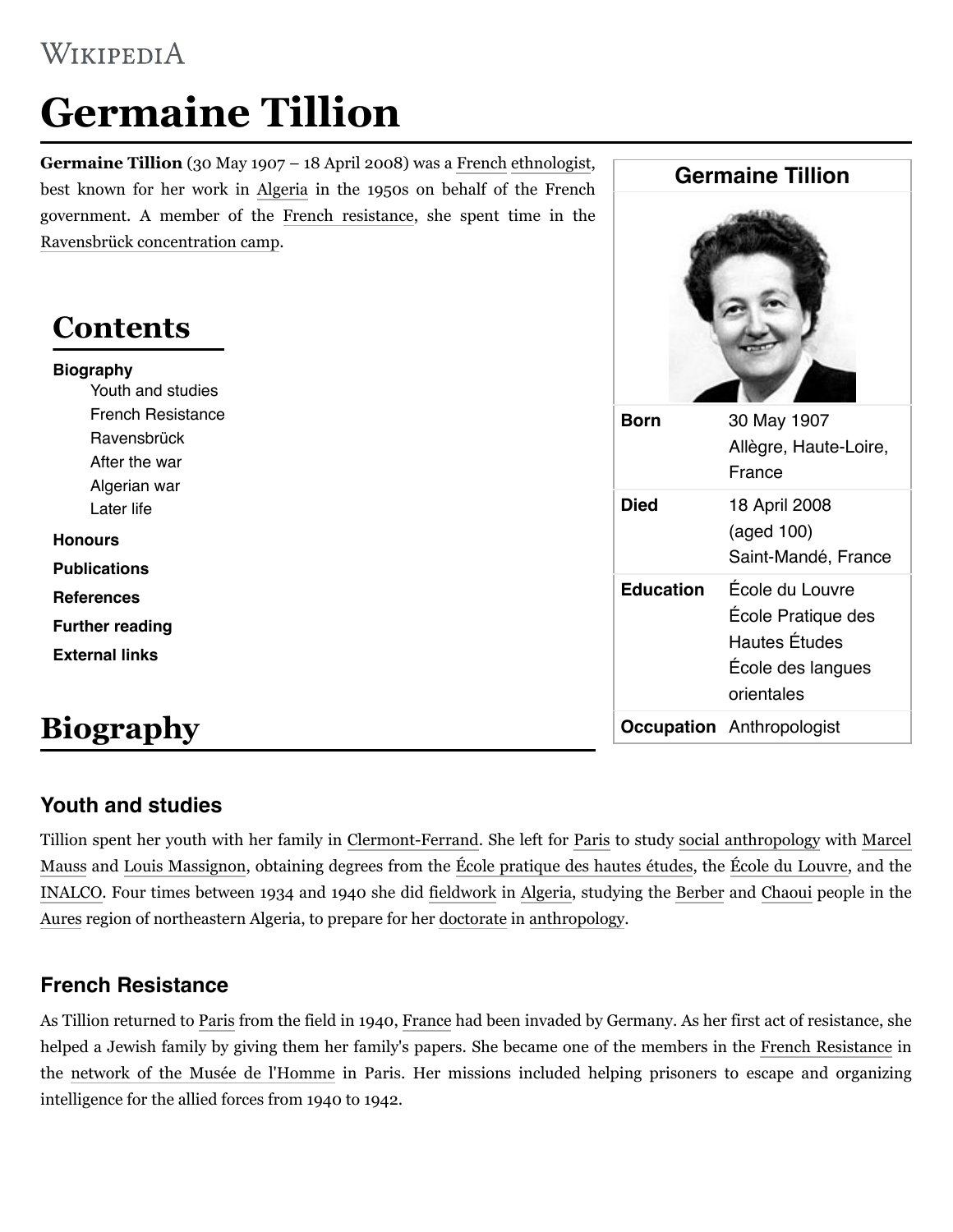# Germaine Tillion

**Germaine Tillion** (30 May 1907 – 18 April 2008) was a French ethnologist, best known for her work in Algeria in the 1950s on behalf of the French government. A member of the French resistance, she spent time in the Ravensbrück concentration camp.

| Germaine Tillion | |
|---|---|
| **Born** | 30 May 1907<br>Allègre, Haute-Loire, France |
| **Died** | 18 April 2008<br>(aged 100)<br>Saint-Mandé, France |
| **Education** | École du Louvre<br>École Pratique des Hautes Études<br>École des langues orientales |
| **Occupation** | Anthropologist |

## Contents

- **Biography**
  - Youth and studies
  - French Resistance
  - Ravensbrück
  - After the war
  - Algerian war
  - Later life
- **Honours**
- **Publications**
- **References**
- **Further reading**
- **External links**

## Biography

### Youth and studies

Tillion spent her youth with her family in Clermont-Ferrand. She left for Paris to study social anthropology with Marcel Mauss and Louis Massignon, obtaining degrees from the École pratique des hautes études, the École du Louvre, and the INALCO. Four times between 1934 and 1940 she did fieldwork in Algeria, studying the Berber and Chaoui people in the Aures region of northeastern Algeria, to prepare for her doctorate in anthropology.

### French Resistance

As Tillion returned to Paris from the field in 1940, France had been invaded by Germany. As her first act of resistance, she helped a Jewish family by giving them her family's papers. She became one of the members in the French Resistance in the network of the Musée de l'Homme in Paris. Her missions included helping prisoners to escape and organizing intelligence for the allied forces from 1940 to 1942.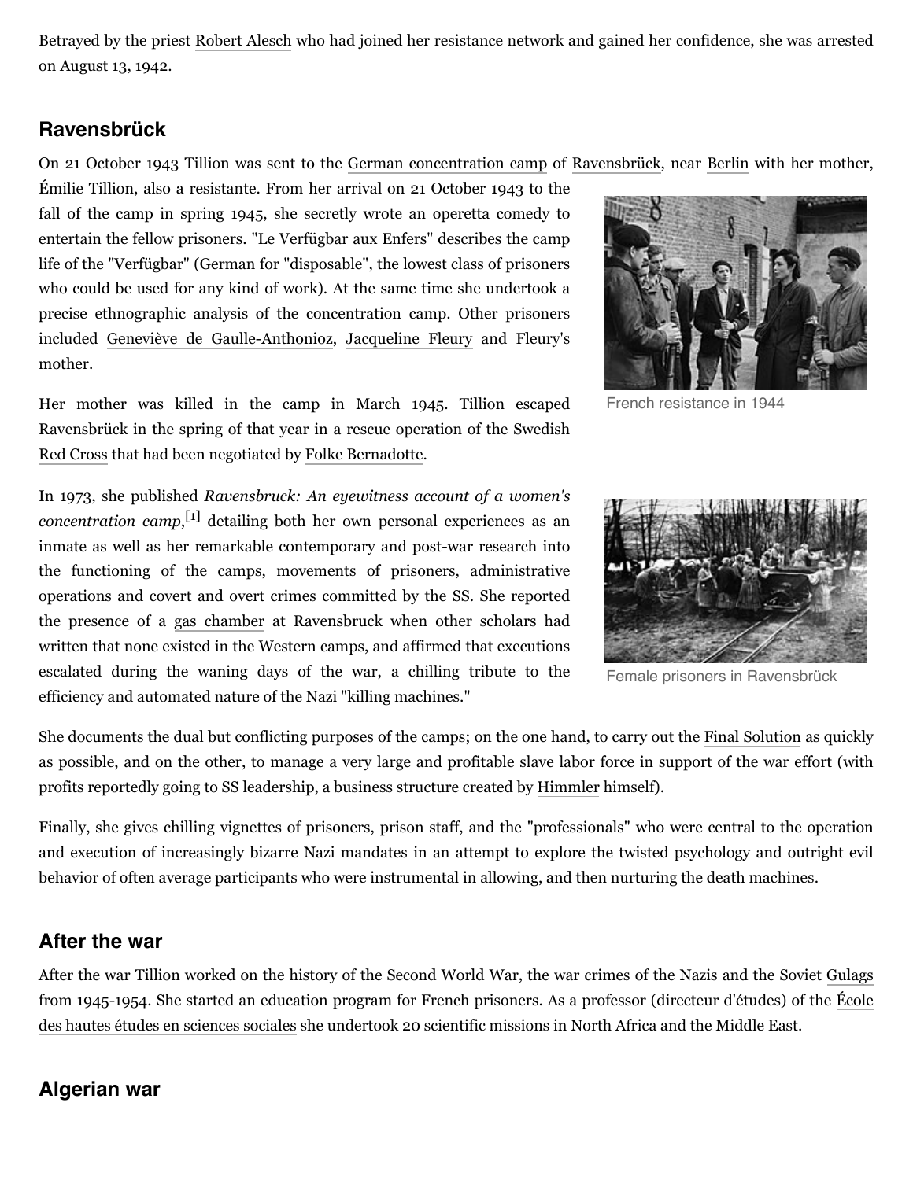Betrayed by the priest Robert Alesch who had joined her resistance network and gained her confidence, she was arrested on August 13, 1942.

## Ravensbrück

On 21 October 1943 Tillion was sent to the German concentration camp of Ravensbrück, near Berlin with her mother, Émilie Tillion, also a resistante. From her arrival on 21 October 1943 to the fall of the camp in spring 1945, she secretly wrote an operetta comedy to entertain the fellow prisoners. "Le Verfügbar aux Enfers" describes the camp life of the "Verfügbar" (German for "disposable", the lowest class of prisoners who could be used for any kind of work). At the same time she undertook a precise ethnographic analysis of the concentration camp. Other prisoners included Geneviève de Gaulle-Anthonioz, Jacqueline Fleury and Fleury's mother.

French resistance in 1944

Her mother was killed in the camp in March 1945. Tillion escaped Ravensbrück in the spring of that year in a rescue operation of the Swedish Red Cross that had been negotiated by Folke Bernadotte.

In 1973, she published *Ravensbruck: An eyewitness account of a women's concentration camp*,[1] detailing both her own personal experiences as an inmate as well as her remarkable contemporary and post-war research into the functioning of the camps, movements of prisoners, administrative operations and covert and overt crimes committed by the SS. She reported the presence of a gas chamber at Ravensbruck when other scholars had written that none existed in the Western camps, and affirmed that executions escalated during the waning days of the war, a chilling tribute to the efficiency and automated nature of the Nazi "killing machines."

Female prisoners in Ravensbrück

She documents the dual but conflicting purposes of the camps; on the one hand, to carry out the Final Solution as quickly as possible, and on the other, to manage a very large and profitable slave labor force in support of the war effort (with profits reportedly going to SS leadership, a business structure created by Himmler himself).

Finally, she gives chilling vignettes of prisoners, prison staff, and the "professionals" who were central to the operation and execution of increasingly bizarre Nazi mandates in an attempt to explore the twisted psychology and outright evil behavior of often average participants who were instrumental in allowing, and then nurturing the death machines.

## After the war

After the war Tillion worked on the history of the Second World War, the war crimes of the Nazis and the Soviet Gulags from 1945-1954. She started an education program for French prisoners. As a professor (directeur d'études) of the École des hautes études en sciences sociales she undertook 20 scientific missions in North Africa and the Middle East.

## Algerian war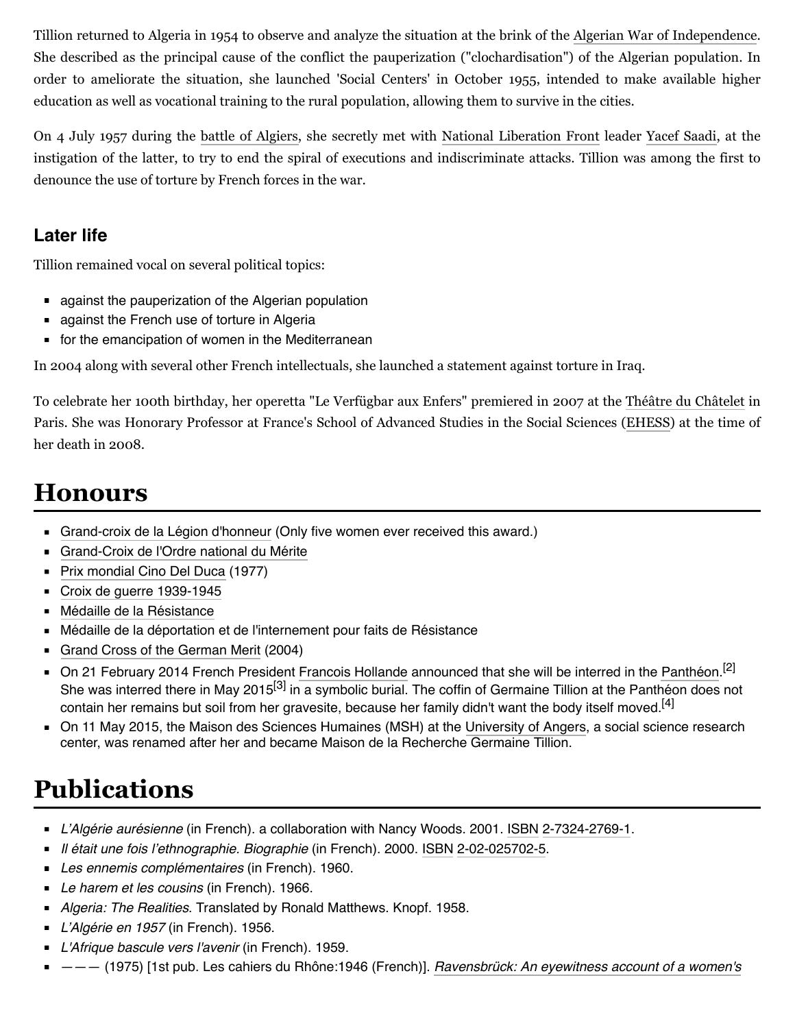Tillion returned to Algeria in 1954 to observe and analyze the situation at the brink of the Algerian War of Independence. She described as the principal cause of the conflict the pauperization ("clochardisation") of the Algerian population. In order to ameliorate the situation, she launched 'Social Centers' in October 1955, intended to make available higher education as well as vocational training to the rural population, allowing them to survive in the cities.

On 4 July 1957 during the battle of Algiers, she secretly met with National Liberation Front leader Yacef Saadi, at the instigation of the latter, to try to end the spiral of executions and indiscriminate attacks. Tillion was among the first to denounce the use of torture by French forces in the war.

### Later life

Tillion remained vocal on several political topics:

- against the pauperization of the Algerian population
- against the French use of torture in Algeria
- for the emancipation of women in the Mediterranean

In 2004 along with several other French intellectuals, she launched a statement against torture in Iraq.

To celebrate her 100th birthday, her operetta "Le Verfügbar aux Enfers" premiered in 2007 at the Théâtre du Châtelet in Paris. She was Honorary Professor at France's School of Advanced Studies in the Social Sciences (EHESS) at the time of her death in 2008.

# Honours

- Grand-croix de la Légion d'honneur (Only five women ever received this award.)
- Grand-Croix de l'Ordre national du Mérite
- Prix mondial Cino Del Duca (1977)
- Croix de guerre 1939-1945
- Médaille de la Résistance
- Médaille de la déportation et de l'internement pour faits de Résistance
- Grand Cross of the German Merit (2004)
- On 21 February 2014 French President Francois Hollande announced that she will be interred in the Panthéon.[2] She was interred there in May 2015[3] in a symbolic burial. The coffin of Germaine Tillion at the Panthéon does not contain her remains but soil from her gravesite, because her family didn't want the body itself moved.[4]
- On 11 May 2015, the Maison des Sciences Humaines (MSH) at the University of Angers, a social science research center, was renamed after her and became Maison de la Recherche Germaine Tillion.

# Publications

- *L'Algérie aurésienne* (in French). a collaboration with Nancy Woods. 2001. ISBN 2-7324-2769-1.
- *Il était une fois l'ethnographie. Biographie* (in French). 2000. ISBN 2-02-025702-5.
- *Les ennemis complémentaires* (in French). 1960.
- *Le harem et les cousins* (in French). 1966.
- *Algeria: The Realities*. Translated by Ronald Matthews. Knopf. 1958.
- *L'Algérie en 1957* (in French). 1956.
- *L'Afrique bascule vers l'avenir* (in French). 1959.
- ——— (1975) [1st pub. Les cahiers du Rhône:1946 (French)]. *Ravensbrück: An eyewitness account of a women's*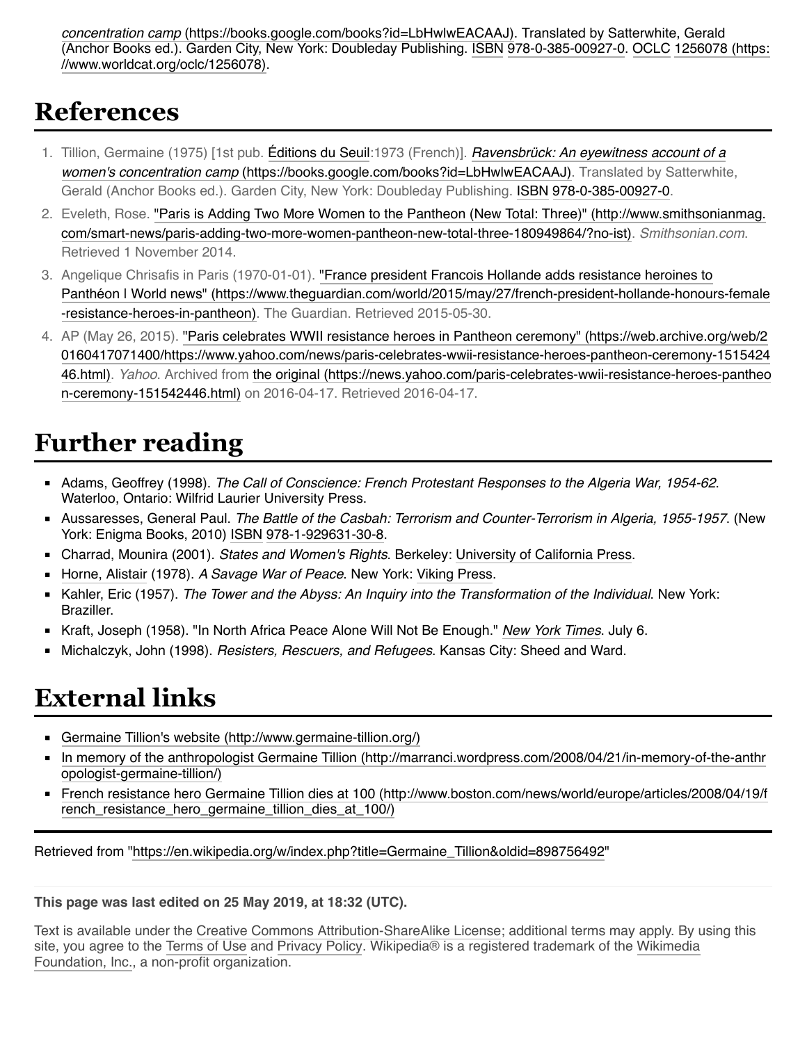*concentration camp* (https://books.google.com/books?id=LbHwlwEACAAJ). Translated by Satterwhite, Gerald (Anchor Books ed.). Garden City, New York: Doubleday Publishing. ISBN 978-0-385-00927-0. OCLC 1256078 (https://www.worldcat.org/oclc/1256078).

# References

1. Tillion, Germaine (1975) [1st pub. Éditions du Seuil:1973 (French)]. *Ravensbrück: An eyewitness account of a women's concentration camp* (https://books.google.com/books?id=LbHwlwEACAAJ). Translated by Satterwhite, Gerald (Anchor Books ed.). Garden City, New York: Doubleday Publishing. ISBN 978-0-385-00927-0.
2. Eveleth, Rose. "Paris is Adding Two More Women to the Pantheon (New Total: Three)" (http://www.smithsonianmag.com/smart-news/paris-adding-two-more-women-pantheon-new-total-three-180949864/?no-ist). *Smithsonian.com*. Retrieved 1 November 2014.
3. Angelique Chrisafis in Paris (1970-01-01). "France president Francois Hollande adds resistance heroines to Panthéon | World news" (https://www.theguardian.com/world/2015/may/27/french-president-hollande-honours-female-resistance-heroes-in-pantheon). The Guardian. Retrieved 2015-05-30.
4. AP (May 26, 2015). "Paris celebrates WWII resistance heroes in Pantheon ceremony" (https://web.archive.org/web/20160417071400/https://www.yahoo.com/news/paris-celebrates-wwii-resistance-heroes-pantheon-ceremony-151542446.html). *Yahoo*. Archived from the original (https://news.yahoo.com/paris-celebrates-wwii-resistance-heroes-pantheon-ceremony-151542446.html) on 2016-04-17. Retrieved 2016-04-17.

# Further reading

- Adams, Geoffrey (1998). *The Call of Conscience: French Protestant Responses to the Algeria War, 1954-62*. Waterloo, Ontario: Wilfrid Laurier University Press.
- Aussaresses, General Paul. *The Battle of the Casbah: Terrorism and Counter-Terrorism in Algeria, 1955-1957*. (New York: Enigma Books, 2010) ISBN 978-1-929631-30-8.
- Charrad, Mounira (2001). *States and Women's Rights*. Berkeley: University of California Press.
- Horne, Alistair (1978). *A Savage War of Peace*. New York: Viking Press.
- Kahler, Eric (1957). *The Tower and the Abyss: An Inquiry into the Transformation of the Individual*. New York: Braziller.
- Kraft, Joseph (1958). "In North Africa Peace Alone Will Not Be Enough." *New York Times*. July 6.
- Michalczyk, John (1998). *Resisters, Rescuers, and Refugees*. Kansas City: Sheed and Ward.

# External links

- Germaine Tillion's website (http://www.germaine-tillion.org/)
- In memory of the anthropologist Germaine Tillion (http://marranci.wordpress.com/2008/04/21/in-memory-of-the-anthropologist-germaine-tillion/)
- French resistance hero Germaine Tillion dies at 100 (http://www.boston.com/news/world/europe/articles/2008/04/19/french_resistance_hero_germaine_tillion_dies_at_100/)

Retrieved from "https://en.wikipedia.org/w/index.php?title=Germaine_Tillion&oldid=898756492"

**This page was last edited on 25 May 2019, at 18:32 (UTC).**

Text is available under the Creative Commons Attribution-ShareAlike License; additional terms may apply. By using this site, you agree to the Terms of Use and Privacy Policy. Wikipedia® is a registered trademark of the Wikimedia Foundation, Inc., a non-profit organization.